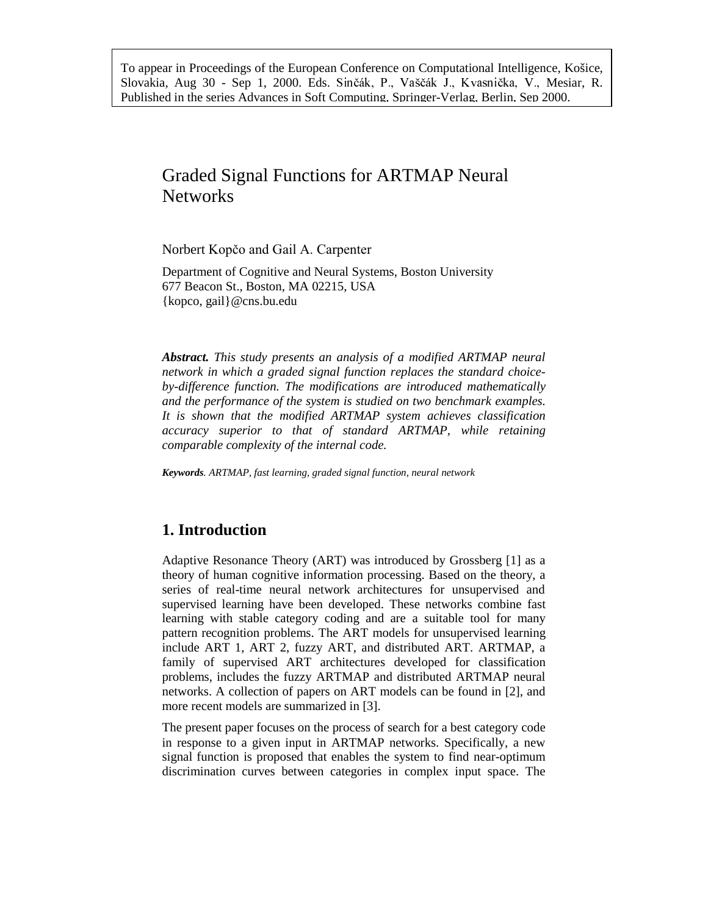To appear in Proceedings of the European Conference on Computational Intelligence, Košice, Slovakia, Aug 30 - Sep 1, 2000. Eds. Sinčák, P., Vaščák J., Kvasnička, V., Mesiar, R. Published in the series Advances in Soft Computing, Springer-Verlag, Berlin, Sep 2000.

# Graded Signal Functions for ARTMAP Neural Networks

Norbert Kopčo and Gail A. Carpenter

Department of Cognitive and Neural Systems, Boston University
677 Beacon St., Boston, MA 02215, USA
{kopco, gail}@cns.bu.edu

***Abstract.*** *This study presents an analysis of a modified ARTMAP neural network in which a graded signal function replaces the standard choice-by-difference function. The modifications are introduced mathematically and the performance of the system is studied on two benchmark examples. It is shown that the modified ARTMAP system achieves classification accuracy superior to that of standard ARTMAP, while retaining comparable complexity of the internal code.*

***Keywords****. ARTMAP, fast learning, graded signal function, neural network*

## 1. Introduction

Adaptive Resonance Theory (ART) was introduced by Grossberg [1] as a theory of human cognitive information processing. Based on the theory, a series of real-time neural network architectures for unsupervised and supervised learning have been developed. These networks combine fast learning with stable category coding and are a suitable tool for many pattern recognition problems. The ART models for unsupervised learning include ART 1, ART 2, fuzzy ART, and distributed ART. ARTMAP, a family of supervised ART architectures developed for classification problems, includes the fuzzy ARTMAP and distributed ARTMAP neural networks. A collection of papers on ART models can be found in [2], and more recent models are summarized in [3].

The present paper focuses on the process of search for a best category code in response to a given input in ARTMAP networks. Specifically, a new signal function is proposed that enables the system to find near-optimum discrimination curves between categories in complex input space. The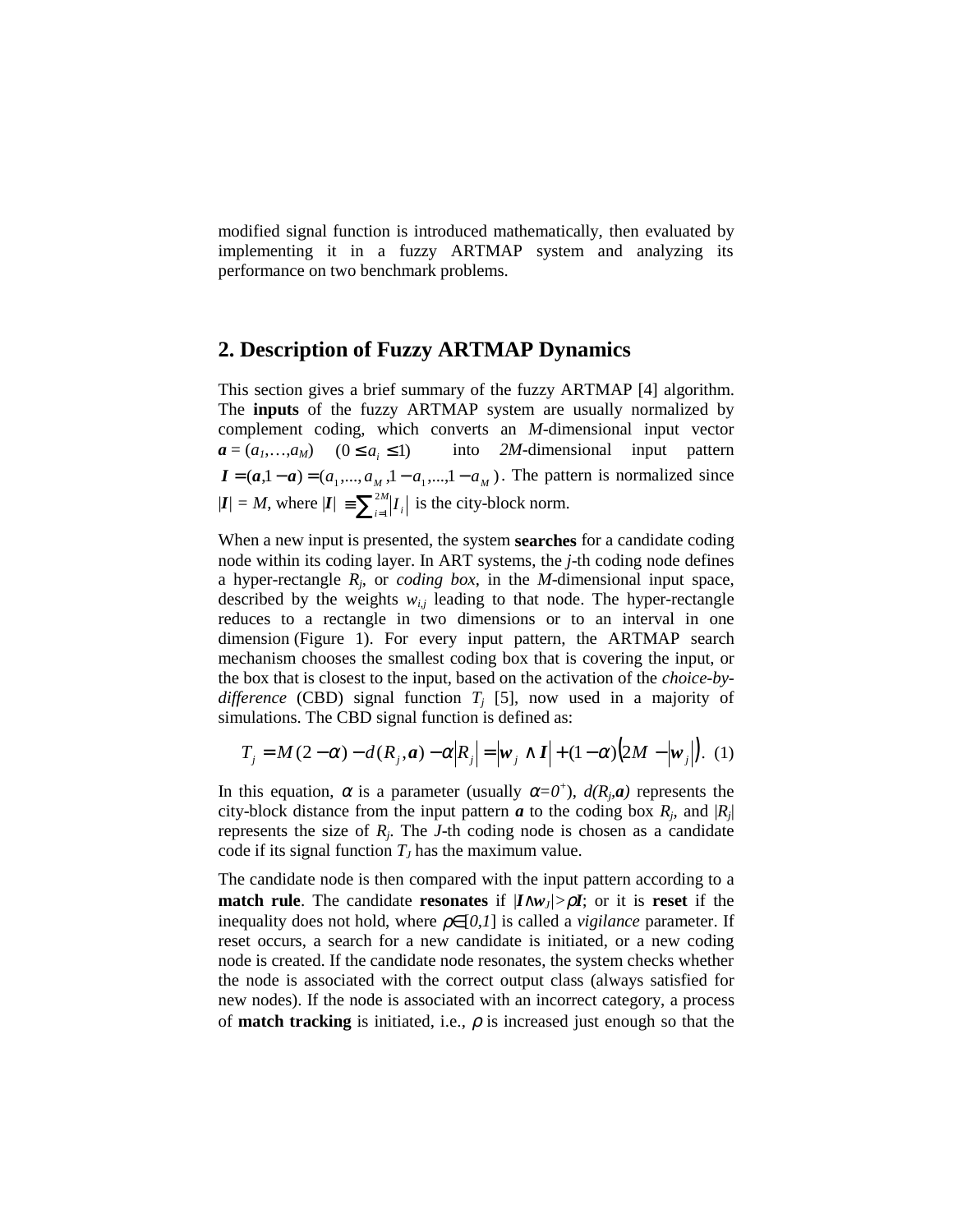modified signal function is introduced mathematically, then evaluated by implementing it in a fuzzy ARTMAP system and analyzing its performance on two benchmark problems.

## 2. Description of Fuzzy ARTMAP Dynamics

This section gives a brief summary of the fuzzy ARTMAP [4] algorithm. The **inputs** of the fuzzy ARTMAP system are usually normalized by complement coding, which converts an $M$-dimensional input vector $\boldsymbol{a} = (a_1,\ldots,a_M)$ $(0 \le a_i \le 1)$ into $2M$-dimensional input pattern $\boldsymbol{I} = (\boldsymbol{a}, 1-\boldsymbol{a}) = (a_1,\ldots,a_M, 1-a_1,\ldots,1-a_M)$. The pattern is normalized since $|\boldsymbol{I}| = M$, where $|\boldsymbol{I}| \equiv \sum_{i=1}^{2M} |I_i|$ is the city-block norm.

When a new input is presented, the system **searches** for a candidate coding node within its coding layer. In ART systems, the $j$-th coding node defines a hyper-rectangle $R_j$, or *coding box*, in the $M$-dimensional input space, described by the weights $w_{i,j}$ leading to that node. The hyper-rectangle reduces to a rectangle in two dimensions or to an interval in one dimension (Figure 1). For every input pattern, the ARTMAP search mechanism chooses the smallest coding box that is covering the input, or the box that is closest to the input, based on the activation of the *choice-by-difference* (CBD) signal function $T_j$ [5], now used in a majority of simulations. The CBD signal function is defined as:

$$T_j = M(2-\alpha) - d(R_j, \boldsymbol{a}) - \alpha |R_j| = |\boldsymbol{w}_j \wedge \boldsymbol{I}| + (1-\alpha)\left(2M - |\boldsymbol{w}_j|\right). \quad (1)$$

In this equation, $\alpha$ is a parameter (usually $\alpha = 0^+$), $d(R_j,\boldsymbol{a})$ represents the city-block distance from the input pattern $\boldsymbol{a}$ to the coding box $R_j$, and $|R_j|$ represents the size of $R_j$. The $J$-th coding node is chosen as a candidate code if its signal function $T_J$ has the maximum value.

The candidate node is then compared with the input pattern according to a **match rule**. The candidate **resonates** if $|\boldsymbol{I} \wedge \boldsymbol{w}_J| > \rho \boldsymbol{I}$; or it is **reset** if the inequality does not hold, where $\rho \in [0,1]$ is called a *vigilance* parameter. If reset occurs, a search for a new candidate is initiated, or a new coding node is created. If the candidate node resonates, the system checks whether the node is associated with the correct output class (always satisfied for new nodes). If the node is associated with an incorrect category, a process of **match tracking** is initiated, i.e., $\rho$ is increased just enough so that the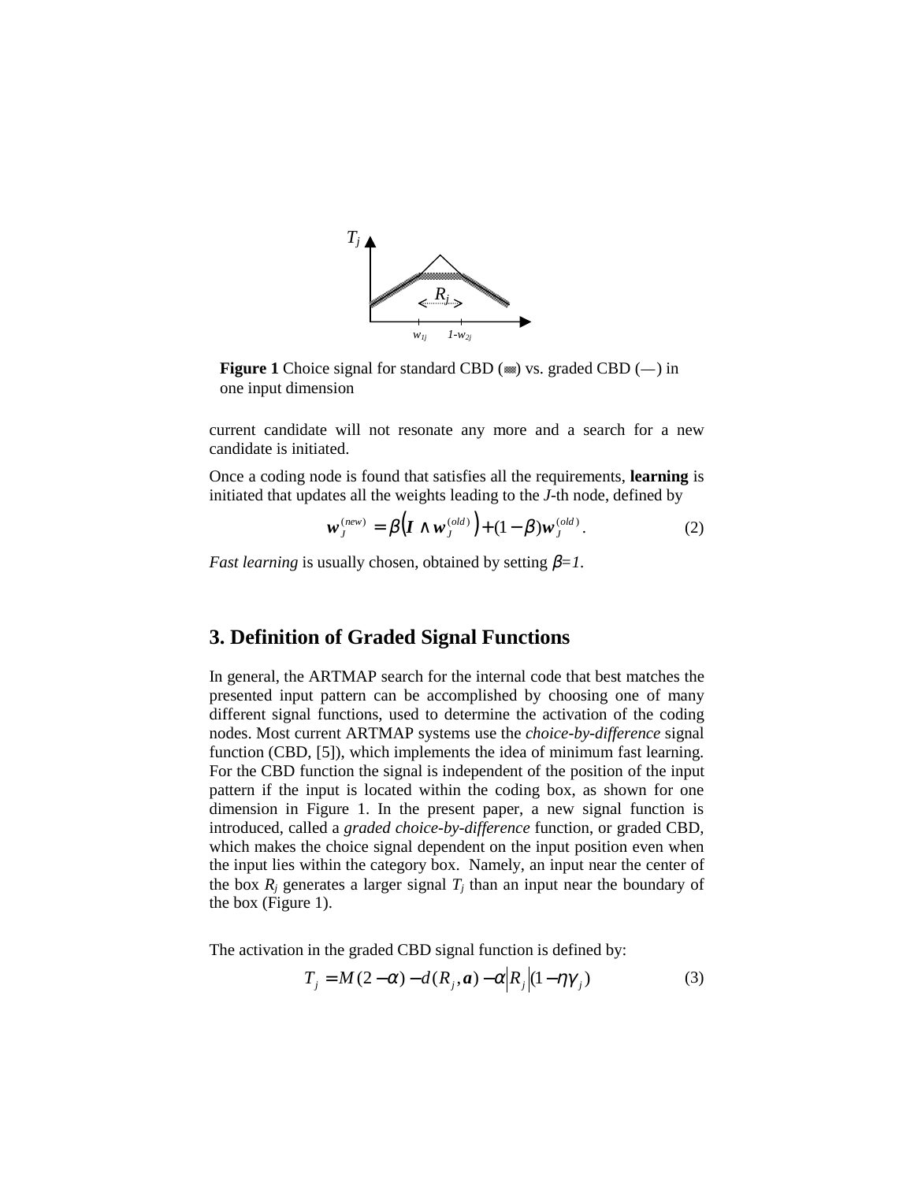**Figure 1** Choice signal for standard CBD (▒) vs. graded CBD (—) in one input dimension

current candidate will not resonate any more and a search for a new candidate is initiated.

Once a coding node is found that satisfies all the requirements, **learning** is initiated that updates all the weights leading to the *J*-th node, defined by

$$\mathbf{w}_J^{(new)} = \beta\left(\mathbf{I} \wedge \mathbf{w}_J^{(old)}\right) + (1-\beta)\mathbf{w}_J^{(old)}. \tag{2}$$

*Fast learning* is usually chosen, obtained by setting $\beta=1$.

## 3. Definition of Graded Signal Functions

In general, the ARTMAP search for the internal code that best matches the presented input pattern can be accomplished by choosing one of many different signal functions, used to determine the activation of the coding nodes. Most current ARTMAP systems use the *choice-by-difference* signal function (CBD, [5]), which implements the idea of minimum fast learning. For the CBD function the signal is independent of the position of the input pattern if the input is located within the coding box, as shown for one dimension in Figure 1. In the present paper, a new signal function is introduced, called a *graded choice-by-difference* function, or graded CBD, which makes the choice signal dependent on the input position even when the input lies within the category box. Namely, an input near the center of the box $R_j$ generates a larger signal $T_j$ than an input near the boundary of the box (Figure 1).

The activation in the graded CBD signal function is defined by:

$$T_j = M(2-\alpha) - d(R_j, \mathbf{a}) - \alpha\left|R_j\right|(1-\eta\gamma_j) \tag{3}$$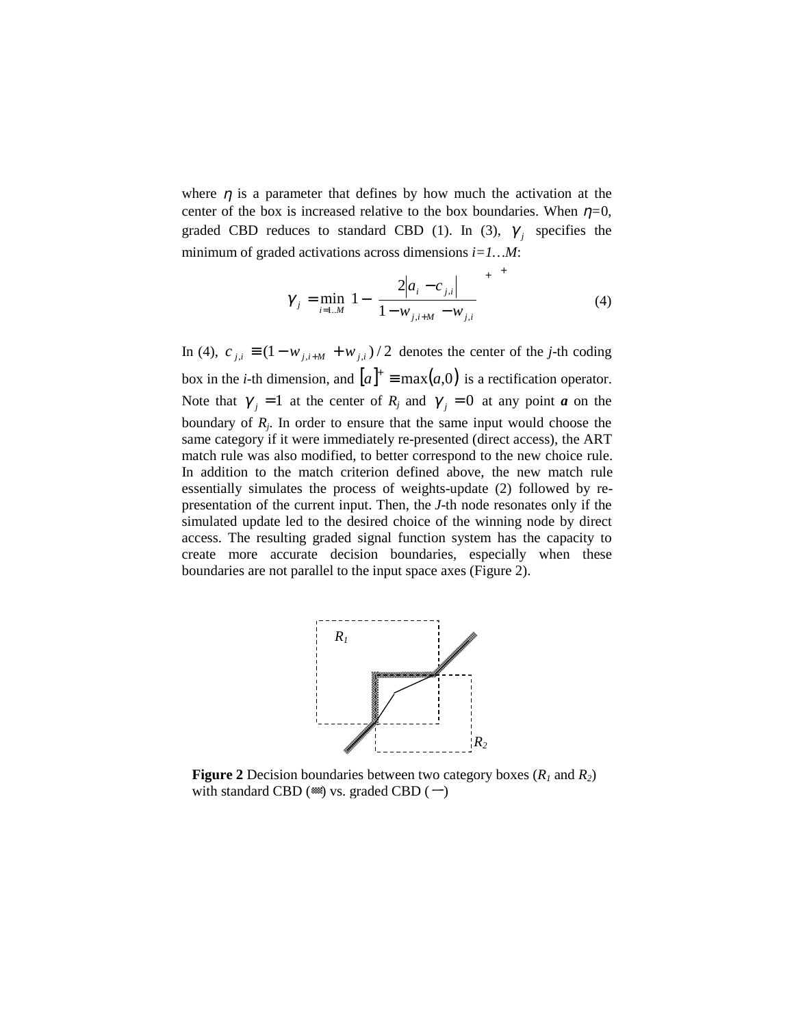where $\eta$ is a parameter that defines by how much the activation at the center of the box is increased relative to the box boundaries. When $\eta$=0, graded CBD reduces to standard CBD (1). In (3), $\gamma_j$ specifies the minimum of graded activations across dimensions *i=1…M*:

$$\gamma_j = \min_{i=1..M} \left[ 1 - \left[ \frac{2\left|a_i - c_{j,i}\right|}{1 - w_{j,i+M} - w_{j,i}} \right]^+ \right]^+ \tag{4}$$

In (4), $c_{j,i} \equiv (1 - w_{j,i+M} + w_{j,i})/2$ denotes the center of the *j*-th coding box in the *i*-th dimension, and $[a]^+ \equiv \max(a,0)$ is a rectification operator. Note that $\gamma_j = 1$ at the center of $R_j$ and $\gamma_j = 0$ at any point $\boldsymbol{a}$ on the boundary of $R_j$. In order to ensure that the same input would choose the same category if it were immediately re-presented (direct access), the ART match rule was also modified, to better correspond to the new choice rule. In addition to the match criterion defined above, the new match rule essentially simulates the process of weights-update (2) followed by re-presentation of the current input. Then, the *J*-th node resonates only if the simulated update led to the desired choice of the winning node by direct access. The resulting graded signal function system has the capacity to create more accurate decision boundaries, especially when these boundaries are not parallel to the input space axes (Figure 2).

**Figure 2** Decision boundaries between two category boxes ($R_1$ and $R_2$) with standard CBD (▒) vs. graded CBD (—)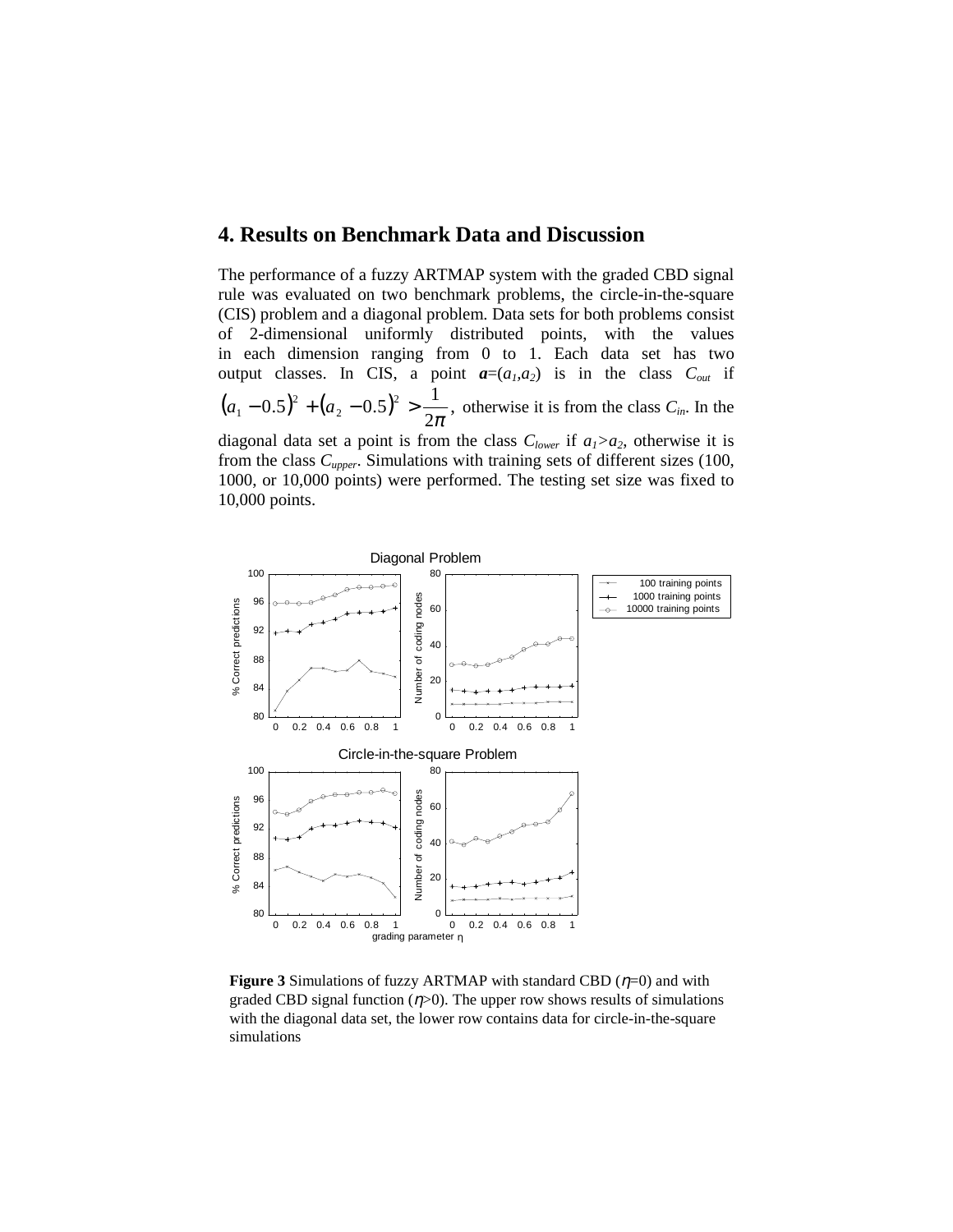## 4. Results on Benchmark Data and Discussion

The performance of a fuzzy ARTMAP system with the graded CBD signal rule was evaluated on two benchmark problems, the circle-in-the-square (CIS) problem and a diagonal problem. Data sets for both problems consist of 2-dimensional uniformly distributed points, with the values in each dimension ranging from 0 to 1. Each data set has two output classes. In CIS, a point $\boldsymbol{a}=(a_1,a_2)$ is in the class $C_{out}$ if $(a_1 - 0.5)^2 + (a_2 - 0.5)^2 > \frac{1}{2\pi}$, otherwise it is from the class $C_{in}$. In the diagonal data set a point is from the class $C_{lower}$ if $a_1 > a_2$, otherwise it is from the class $C_{upper}$. Simulations with training sets of different sizes (100, 1000, or 10,000 points) were performed. The testing set size was fixed to 10,000 points.

**Figure 3** Simulations of fuzzy ARTMAP with standard CBD ($\eta$=0) and with graded CBD signal function ($\eta$>0). The upper row shows results of simulations with the diagonal data set, the lower row contains data for circle-in-the-square simulations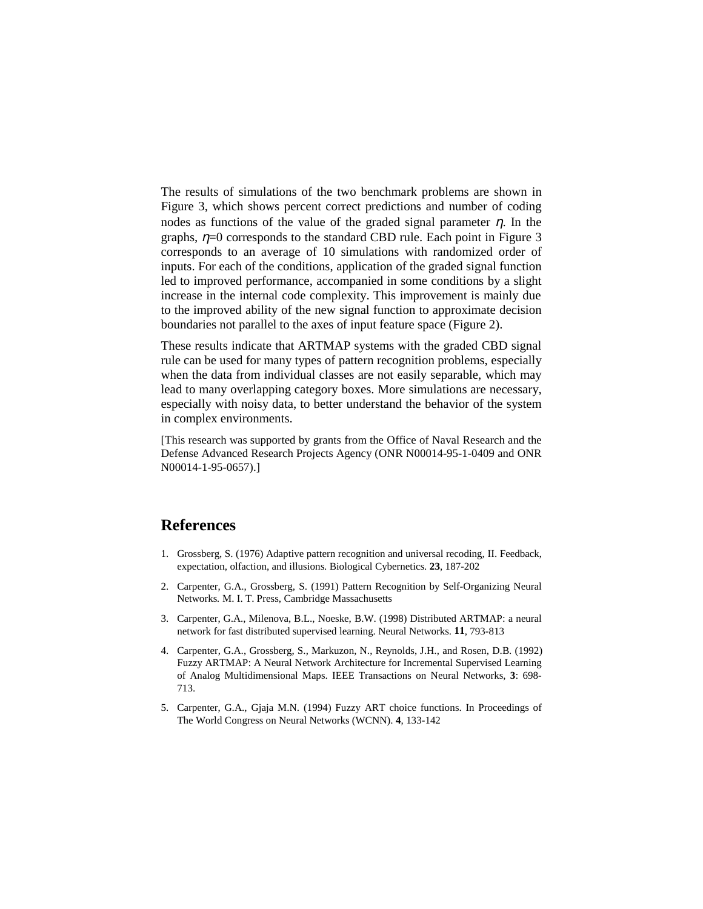The results of simulations of the two benchmark problems are shown in Figure 3, which shows percent correct predictions and number of coding nodes as functions of the value of the graded signal parameter $\eta$. In the graphs, $\eta$=0 corresponds to the standard CBD rule. Each point in Figure 3 corresponds to an average of 10 simulations with randomized order of inputs. For each of the conditions, application of the graded signal function led to improved performance, accompanied in some conditions by a slight increase in the internal code complexity. This improvement is mainly due to the improved ability of the new signal function to approximate decision boundaries not parallel to the axes of input feature space (Figure 2).

These results indicate that ARTMAP systems with the graded CBD signal rule can be used for many types of pattern recognition problems, especially when the data from individual classes are not easily separable, which may lead to many overlapping category boxes. More simulations are necessary, especially with noisy data, to better understand the behavior of the system in complex environments.

[This research was supported by grants from the Office of Naval Research and the Defense Advanced Research Projects Agency (ONR N00014-95-1-0409 and ONR N00014-1-95-0657).]

## References

1. Grossberg, S. (1976) Adaptive pattern recognition and universal recoding, II. Feedback, expectation, olfaction, and illusions. Biological Cybernetics. **23**, 187-202
2. Carpenter, G.A., Grossberg, S. (1991) Pattern Recognition by Self-Organizing Neural Networks. M. I. T. Press, Cambridge Massachusetts
3. Carpenter, G.A., Milenova, B.L., Noeske, B.W. (1998) Distributed ARTMAP: a neural network for fast distributed supervised learning. Neural Networks. **11**, 793-813
4. Carpenter, G.A., Grossberg, S., Markuzon, N., Reynolds, J.H., and Rosen, D.B. (1992) Fuzzy ARTMAP: A Neural Network Architecture for Incremental Supervised Learning of Analog Multidimensional Maps. IEEE Transactions on Neural Networks, **3**: 698-713.
5. Carpenter, G.A., Gjaja M.N. (1994) Fuzzy ART choice functions. In Proceedings of The World Congress on Neural Networks (WCNN). **4**, 133-142